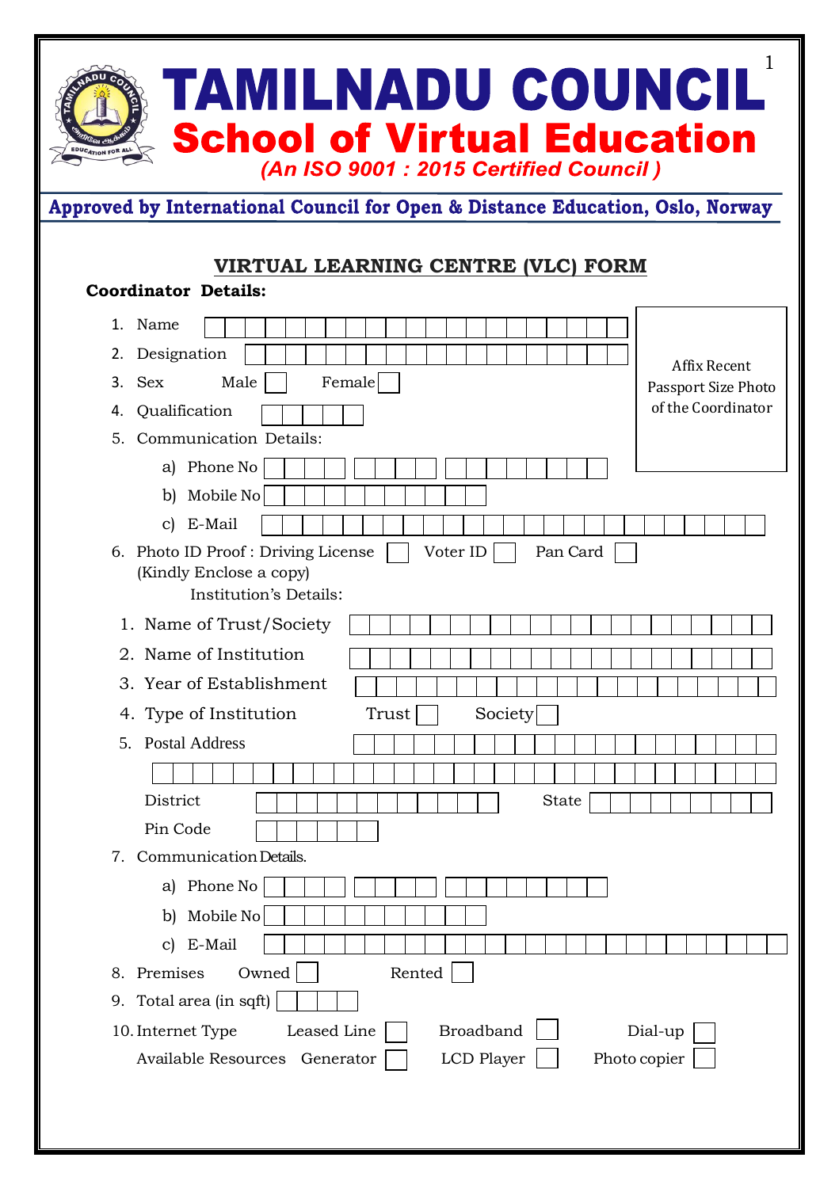# TAMILNADU COUNCIL

## School of Virtual Education

*(An ISO 9001 : 2015 Certified Council )*

**Approved by International Council for Open & Distance Education, Oslo, Norway**

## VIRTUAL LEARNING CENTRE (VLC) FORM

**Coordinator Details:**

Affix Recent Passport Size Photo of the Coordinator

1. Name
2. Designation
3. Sex    Male ☐    Female ☐
4. Qualification
5. Communication Details:
   - a) Phone No
   - b) Mobile No
   - c) E-Mail
6. Photo ID Proof : Driving License ☐  Voter ID ☐  Pan Card ☐
   (Kindly Enclose a copy)

Institution's Details:

1. Name of Trust/Society
2. Name of Institution
3. Year of Establishment
4. Type of Institution    Trust ☐    Society ☐
5. Postal Address

   District    State

   Pin Code
7. Communication Details.
   - a) Phone No
   - b) Mobile No
   - c) E-Mail
8. Premises    Owned ☐    Rented ☐
9. Total area (in sqft)
10. Internet Type    Leased Line ☐    Broadband ☐    Dial-up ☐

    Available Resources    Generator ☐    LCD Player ☐    Photo copier ☐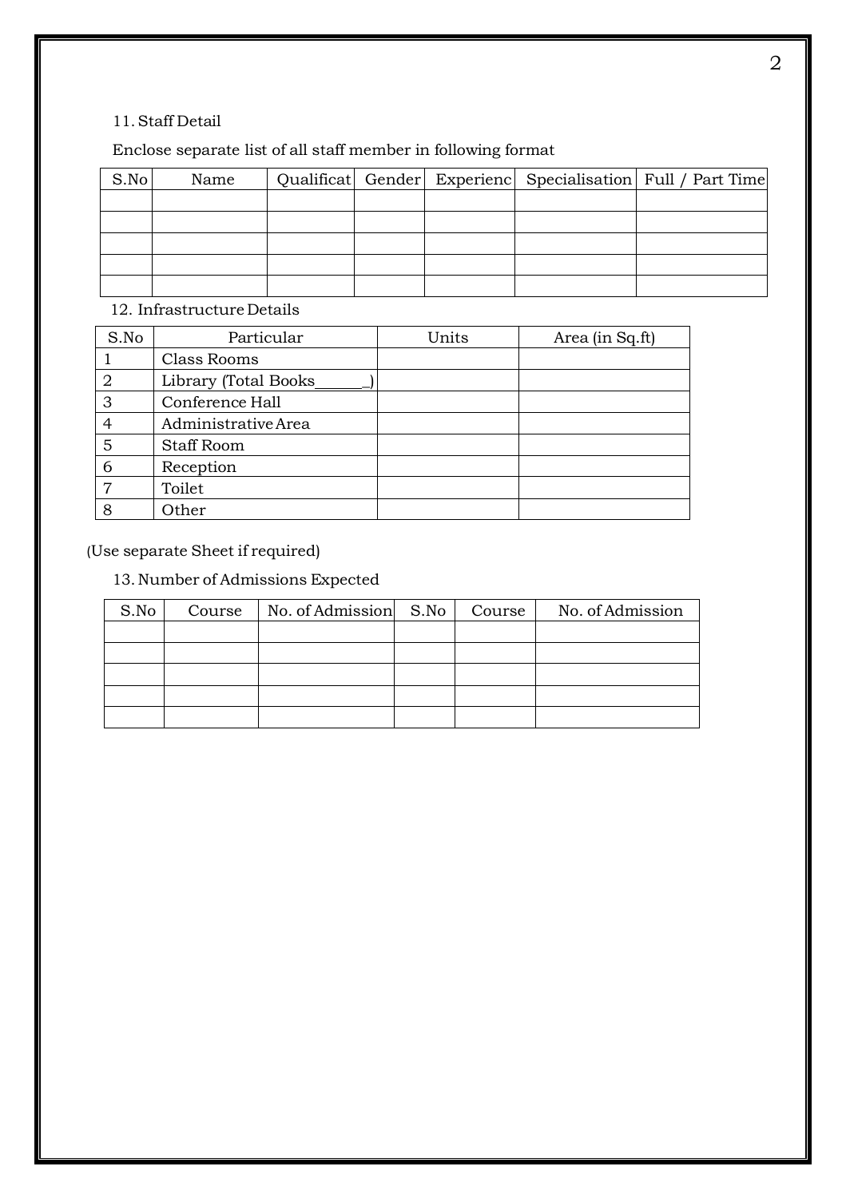11. Staff Detail

Enclose separate list of all staff member in following format

| S.No | Name | Qualificat | Gender | Experienc | Specialisation | Full / Part Time |
|---|---|---|---|---|---|---|
| | | | | | | |
| | | | | | | |
| | | | | | | |
| | | | | | | |
| | | | | | | |

12. Infrastructure Details

| S.No | Particular | Units | Area (in Sq.ft) |
|---|---|---|---|
| 1 | Class Rooms | | |
| 2 | Library (Total Books______) | | |
| 3 | Conference Hall | | |
| 4 | Administrative Area | | |
| 5 | Staff Room | | |
| 6 | Reception | | |
| 7 | Toilet | | |
| 8 | Other | | |

(Use separate Sheet if required)

13. Number of Admissions Expected

| S.No | Course | No. of Admission | S.No | Course | No. of Admission |
|---|---|---|---|---|---|
| | | | | | |
| | | | | | |
| | | | | | |
| | | | | | |
| | | | | | |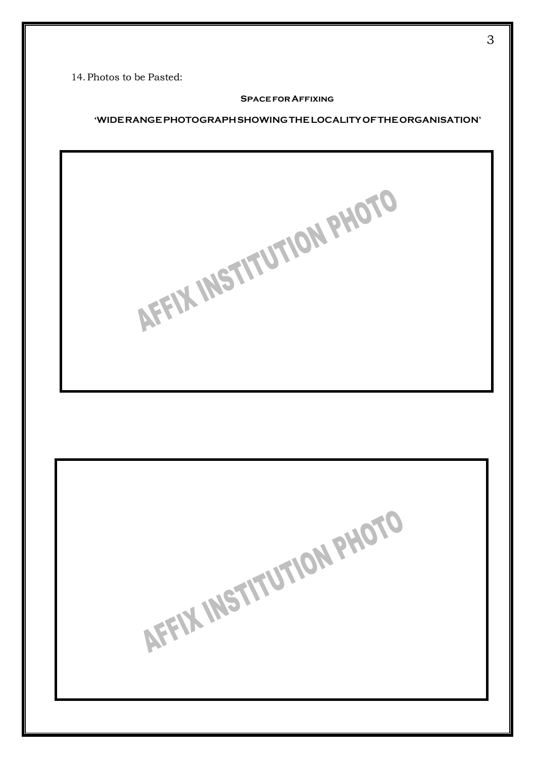14. Photos to be Pasted:

**Space for Affixing**

**'WIDE RANGE PHOTOGRAPH SHOWING THE LOCALITY OF THE ORGANISATION'**

AFFIX INSTITUTION PHOTO

AFFIX INSTITUTION PHOTO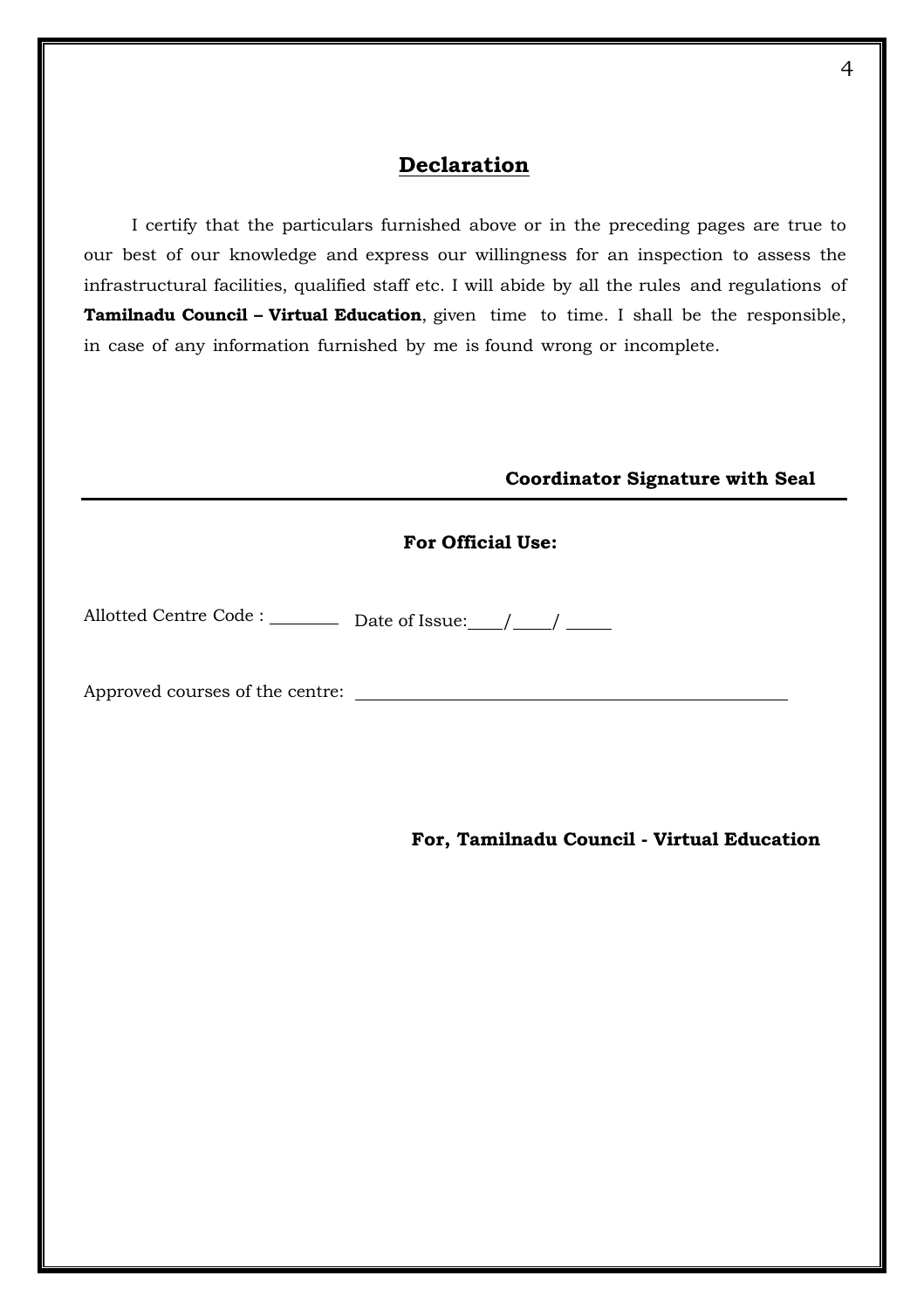## Declaration

I certify that the particulars furnished above or in the preceding pages are true to our best of our knowledge and express our willingness for an inspection to assess the infrastructural facilities, qualified staff etc. I will abide by all the rules and regulations of **Tamilnadu Council – Virtual Education**, given time to time. I shall be the responsible, in case of any information furnished by me is found wrong or incomplete.

**Coordinator Signature with Seal**

---

**For Official Use:**

Allotted Centre Code : ________ Date of Issue: ____/____/ _____

Approved courses of the centre: ________________________________________________

**For, Tamilnadu Council - Virtual Education**